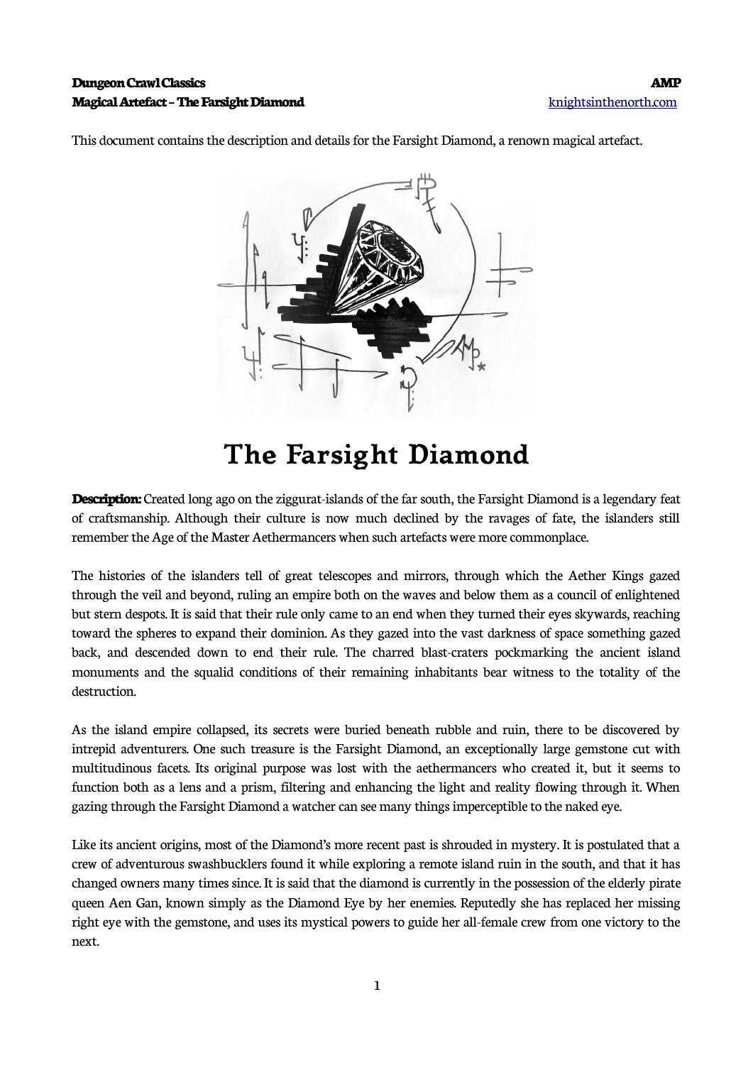This document contains the description and details for the Farsight Diamond, a renown magical artefact.

# The Farsight Diamond

**Description:** Created long ago on the ziggurat-islands of the far south, the Farsight Diamond is a legendary feat of craftsmanship. Although their culture is now much declined by the ravages of fate, the islanders still remember the Age of the Master Aethermancers when such artefacts were more commonplace.

The histories of the islanders tell of great telescopes and mirrors, through which the Aether Kings gazed through the veil and beyond, ruling an empire both on the waves and below them as a council of enlightened but stern despots. It is said that their rule only came to an end when they turned their eyes skywards, reaching toward the spheres to expand their dominion. As they gazed into the vast darkness of space something gazed back, and descended down to end their rule. The charred blast-craters pockmarking the ancient island monuments and the squalid conditions of their remaining inhabitants bear witness to the totality of the destruction.

As the island empire collapsed, its secrets were buried beneath rubble and ruin, there to be discovered by intrepid adventurers. One such treasure is the Farsight Diamond, an exceptionally large gemstone cut with multitudinous facets. Its original purpose was lost with the aethermancers who created it, but it seems to function both as a lens and a prism, filtering and enhancing the light and reality flowing through it. When gazing through the Farsight Diamond a watcher can see many things imperceptible to the naked eye.

Like its ancient origins, most of the Diamond's more recent past is shrouded in mystery. It is postulated that a crew of adventurous swashbucklers found it while exploring a remote island ruin in the south, and that it has changed owners many times since. It is said that the diamond is currently in the possession of the elderly pirate queen Aen Gan, known simply as the Diamond Eye by her enemies. Reputedly she has replaced her missing right eye with the gemstone, and uses its mystical powers to guide her all-female crew from one victory to the next.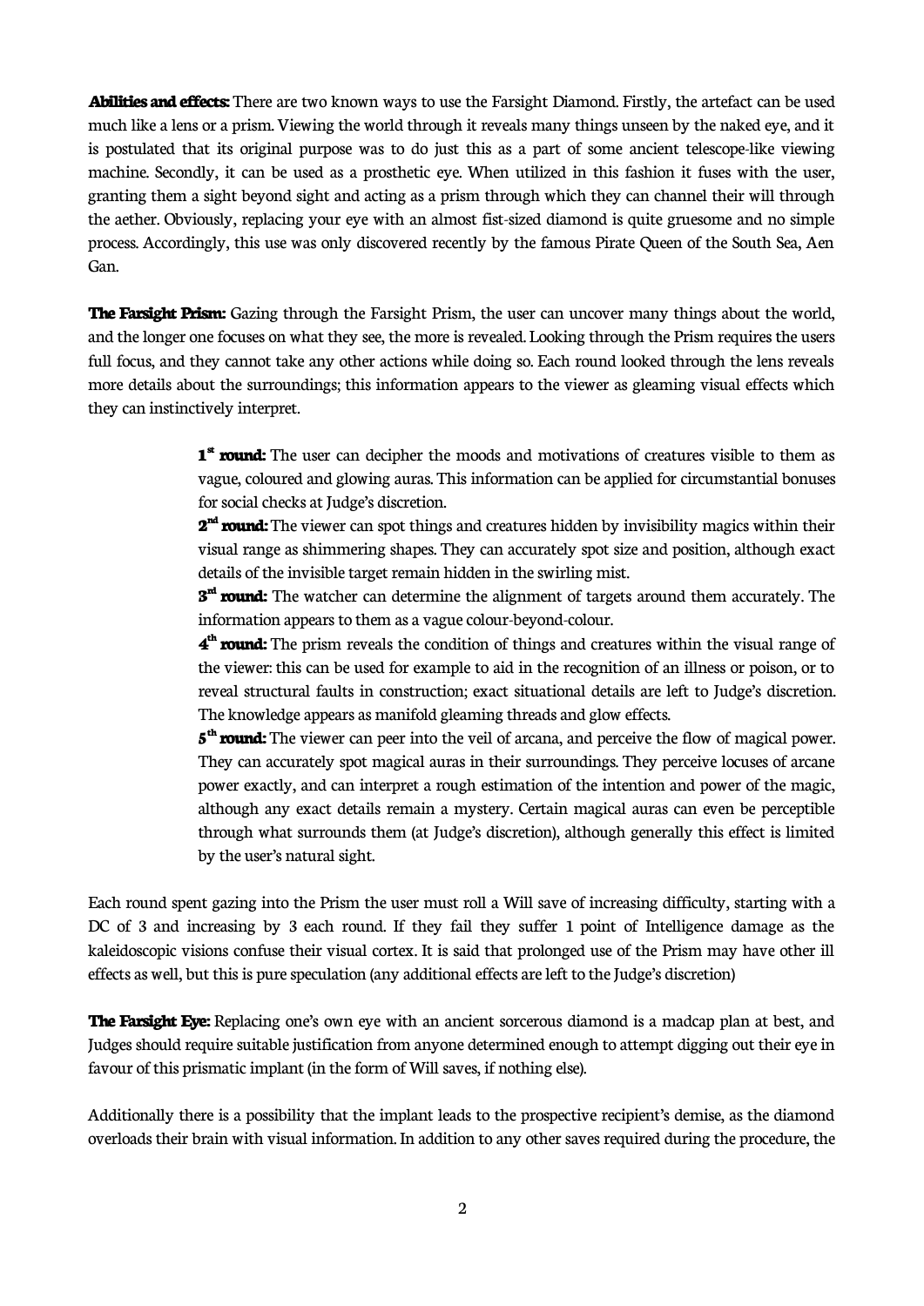**Abilities and effects:** There are two known ways to use the Farsight Diamond. Firstly, the artefact can be used much like a lens or a prism. Viewing the world through it reveals many things unseen by the naked eye, and it is postulated that its original purpose was to do just this as a part of some ancient telescope-like viewing machine. Secondly, it can be used as a prosthetic eye. When utilized in this fashion it fuses with the user, granting them a sight beyond sight and acting as a prism through which they can channel their will through the aether. Obviously, replacing your eye with an almost fist-sized diamond is quite gruesome and no simple process. Accordingly, this use was only discovered recently by the famous Pirate Queen of the South Sea, Aen Gan.

**The Farsight Prism:** Gazing through the Farsight Prism, the user can uncover many things about the world, and the longer one focuses on what they see, the more is revealed. Looking through the Prism requires the users full focus, and they cannot take any other actions while doing so. Each round looked through the lens reveals more details about the surroundings; this information appears to the viewer as gleaming visual effects which they can instinctively interpret.

> **1st round:** The user can decipher the moods and motivations of creatures visible to them as vague, coloured and glowing auras. This information can be applied for circumstantial bonuses for social checks at Judge's discretion.
>
> **2nd round:** The viewer can spot things and creatures hidden by invisibility magics within their visual range as shimmering shapes. They can accurately spot size and position, although exact details of the invisible target remain hidden in the swirling mist.
>
> **3rd round:** The watcher can determine the alignment of targets around them accurately. The information appears to them as a vague colour-beyond-colour.
>
> **4th round:** The prism reveals the condition of things and creatures within the visual range of the viewer: this can be used for example to aid in the recognition of an illness or poison, or to reveal structural faults in construction; exact situational details are left to Judge's discretion. The knowledge appears as manifold gleaming threads and glow effects.
>
> **5th round:** The viewer can peer into the veil of arcana, and perceive the flow of magical power. They can accurately spot magical auras in their surroundings. They perceive locuses of arcane power exactly, and can interpret a rough estimation of the intention and power of the magic, although any exact details remain a mystery. Certain magical auras can even be perceptible through what surrounds them (at Judge's discretion), although generally this effect is limited by the user's natural sight.

Each round spent gazing into the Prism the user must roll a Will save of increasing difficulty, starting with a DC of 3 and increasing by 3 each round. If they fail they suffer 1 point of Intelligence damage as the kaleidoscopic visions confuse their visual cortex. It is said that prolonged use of the Prism may have other ill effects as well, but this is pure speculation (any additional effects are left to the Judge's discretion)

**The Farsight Eye:** Replacing one's own eye with an ancient sorcerous diamond is a madcap plan at best, and Judges should require suitable justification from anyone determined enough to attempt digging out their eye in favour of this prismatic implant (in the form of Will saves, if nothing else).

Additionally there is a possibility that the implant leads to the prospective recipient's demise, as the diamond overloads their brain with visual information. In addition to any other saves required during the procedure, the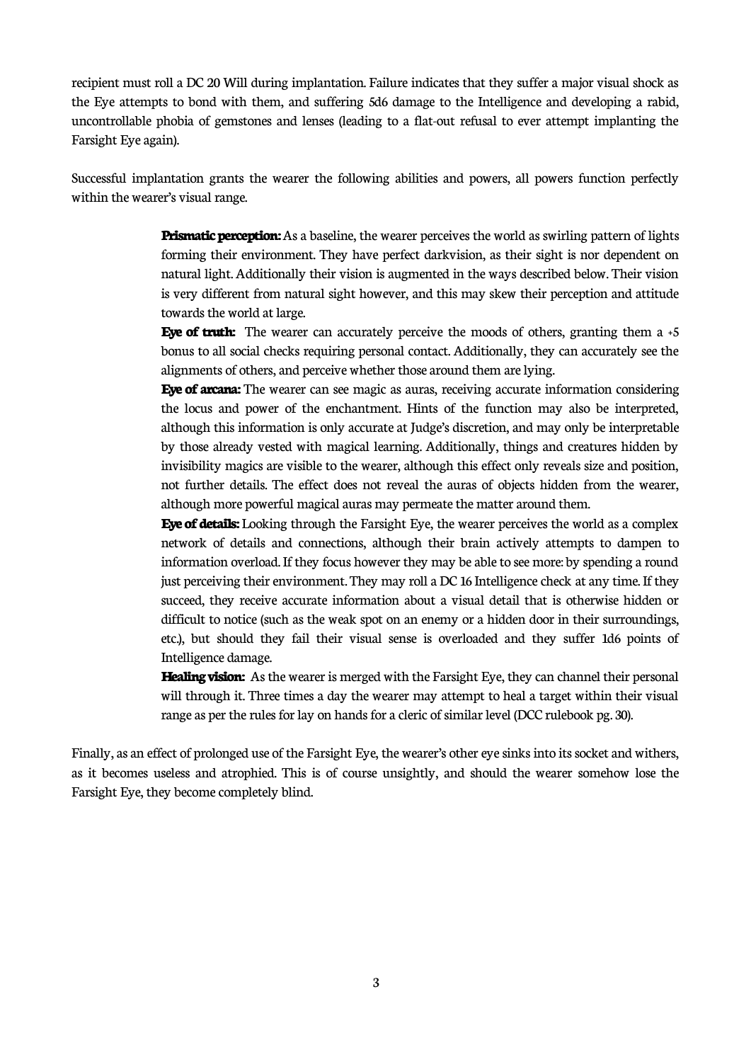recipient must roll a DC 20 Will during implantation. Failure indicates that they suffer a major visual shock as the Eye attempts to bond with them, and suffering 5d6 damage to the Intelligence and developing a rabid, uncontrollable phobia of gemstones and lenses (leading to a flat-out refusal to ever attempt implanting the Farsight Eye again).

Successful implantation grants the wearer the following abilities and powers, all powers function perfectly within the wearer's visual range.

**Prismatic perception:** As a baseline, the wearer perceives the world as swirling pattern of lights forming their environment. They have perfect darkvision, as their sight is nor dependent on natural light. Additionally their vision is augmented in the ways described below. Their vision is very different from natural sight however, and this may skew their perception and attitude towards the world at large.

**Eye of truth:** The wearer can accurately perceive the moods of others, granting them a +5 bonus to all social checks requiring personal contact. Additionally, they can accurately see the alignments of others, and perceive whether those around them are lying.

**Eye of arcana:** The wearer can see magic as auras, receiving accurate information considering the locus and power of the enchantment. Hints of the function may also be interpreted, although this information is only accurate at Judge's discretion, and may only be interpretable by those already vested with magical learning. Additionally, things and creatures hidden by invisibility magics are visible to the wearer, although this effect only reveals size and position, not further details. The effect does not reveal the auras of objects hidden from the wearer, although more powerful magical auras may permeate the matter around them.

**Eye of details:** Looking through the Farsight Eye, the wearer perceives the world as a complex network of details and connections, although their brain actively attempts to dampen to information overload. If they focus however they may be able to see more: by spending a round just perceiving their environment. They may roll a DC 16 Intelligence check at any time. If they succeed, they receive accurate information about a visual detail that is otherwise hidden or difficult to notice (such as the weak spot on an enemy or a hidden door in their surroundings, etc.), but should they fail their visual sense is overloaded and they suffer 1d6 points of Intelligence damage.

**Healing vision:** As the wearer is merged with the Farsight Eye, they can channel their personal will through it. Three times a day the wearer may attempt to heal a target within their visual range as per the rules for lay on hands for a cleric of similar level (DCC rulebook pg. 30).

Finally, as an effect of prolonged use of the Farsight Eye, the wearer's other eye sinks into its socket and withers, as it becomes useless and atrophied. This is of course unsightly, and should the wearer somehow lose the Farsight Eye, they become completely blind.